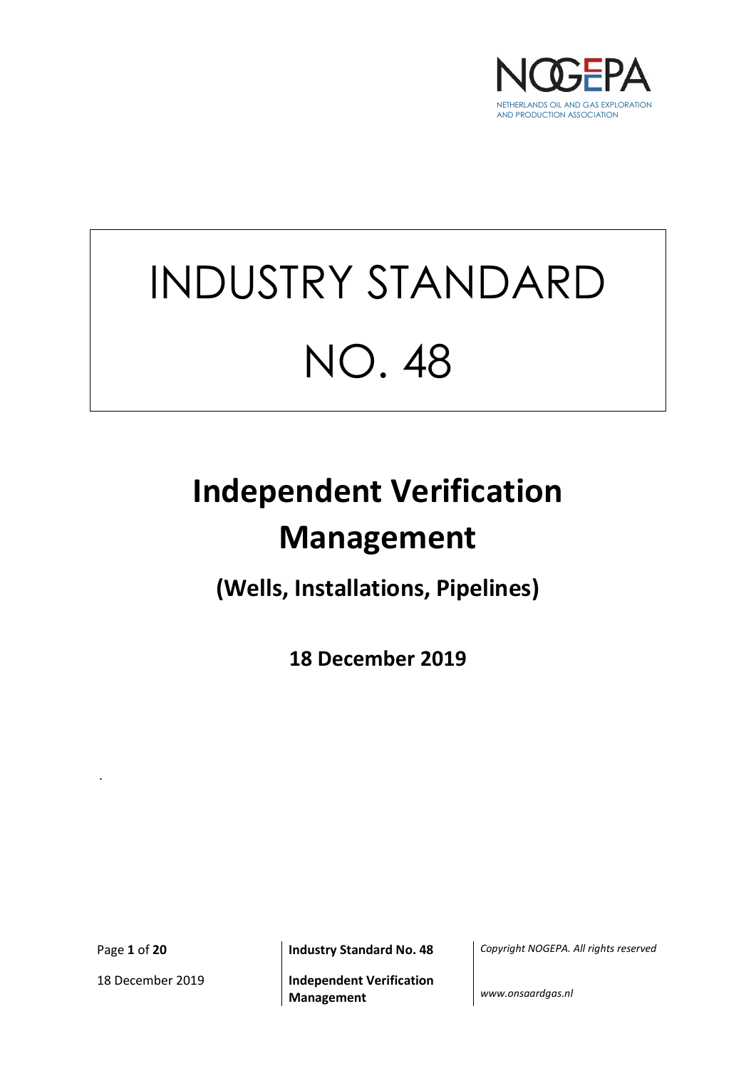NOGEPA

NETHERLANDS OIL AND GAS EXPLORATION AND PRODUCTION ASSOCIATION

# INDUSTRY STANDARD NO. 48

# Independent Verification Management

## (Wells, Installations, Pipelines)

**18 December 2019**

.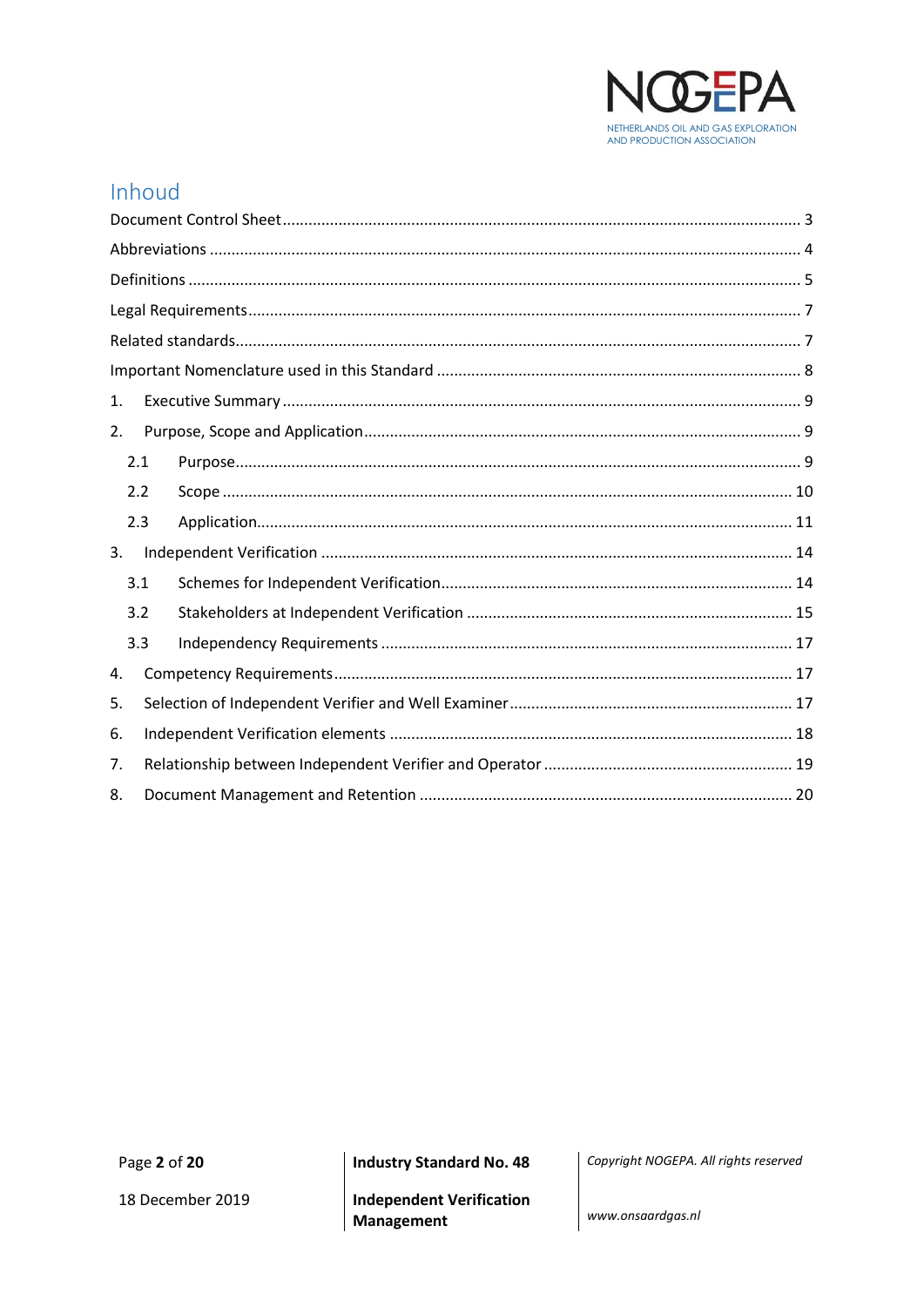# Inhoud

Document Control Sheet ........................................................................................................... 3

Abbreviations ............................................................................................................................ 4

Definitions ................................................................................................................................. 5

Legal Requirements ................................................................................................................... 7

Related standards ...................................................................................................................... 7

Important Nomenclature used in this Standard ........................................................................ 8

1. Executive Summary ................................................................................................................ 9

2. Purpose, Scope and Application ............................................................................................ 9

 2.1 Purpose ............................................................................................................................. 9

 2.2 Scope ............................................................................................................................... 10

 2.3 Application ....................................................................................................................... 11

3. Independent Verification ..................................................................................................... 14

 3.1 Schemes for Independent Verification ............................................................................. 14

 3.2 Stakeholders at Independent Verification ....................................................................... 15

 3.3 Independency Requirements ........................................................................................... 17

4. Competency Requirements ................................................................................................... 17

5. Selection of Independent Verifier and Well Examiner .......................................................... 17

6. Independent Verification elements ...................................................................................... 18

7. Relationship between Independent Verifier and Operator ................................................... 19

8. Document Management and Retention ................................................................................ 20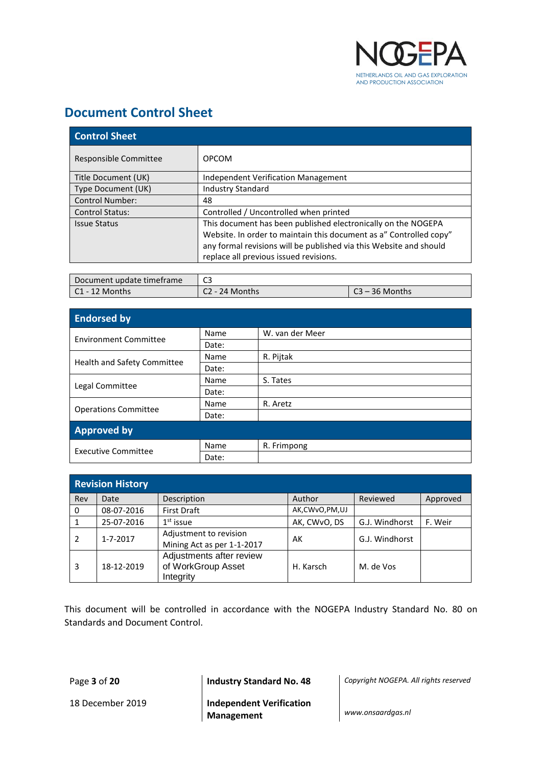# Document Control Sheet

| Control Sheet | |
|---|---|
| Responsible Committee | OPCOM |
| Title Document (UK) | Independent Verification Management |
| Type Document (UK) | Industry Standard |
| Control Number: | 48 |
| Control Status: | Controlled / Uncontrolled when printed |
| Issue Status | This document has been published electronically on the NOGEPA Website. In order to maintain this document as a" Controlled copy" any formal revisions will be published via this Website and should replace all previous issued revisions. |

| Document update timeframe | C3 | |
|---|---|---|
| C1 - 12 Months | C2 - 24 Months | C3 – 36 Months |

| Endorsed by | | |
|---|---|---|
| Environment Committee | Name | W. van der Meer |
| | Date: | |
| Health and Safety Committee | Name | R. Pijtak |
| | Date: | |
| Legal Committee | Name | S. Tates |
| | Date: | |
| Operations Committee | Name | R. Aretz |
| | Date: | |
| **Approved by** | | |
| Executive Committee | Name | R. Frimpong |
| | Date: | |

| Revision History | | | | | |
|---|---|---|---|---|---|
| Rev | Date | Description | Author | Reviewed | Approved |
| 0 | 08-07-2016 | First Draft | AK,CWvO,PM,UJ | | |
| 1 | 25-07-2016 | 1st issue | AK, CWvO, DS | G.J. Windhorst | F. Weir |
| 2 | 1-7-2017 | Adjustment to revision Mining Act as per 1-1-2017 | AK | G.J. Windhorst | |
| 3 | 18-12-2019 | Adjustments after review of WorkGroup Asset Integrity | H. Karsch | M. de Vos | |

This document will be controlled in accordance with the NOGEPA Industry Standard No. 80 on Standards and Document Control.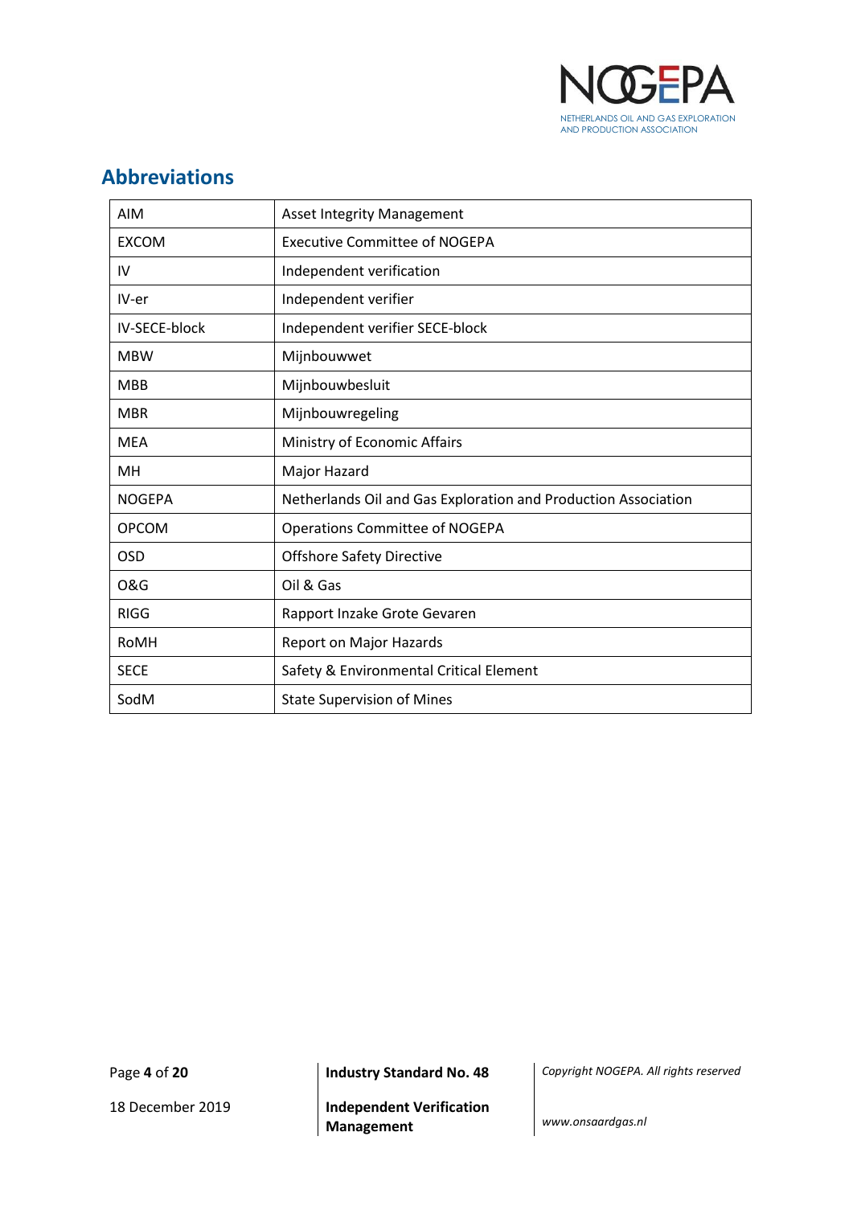## Abbreviations

| | |
|---|---|
| AIM | Asset Integrity Management |
| EXCOM | Executive Committee of NOGEPA |
| IV | Independent verification |
| IV-er | Independent verifier |
| IV-SECE-block | Independent verifier SECE-block |
| MBW | Mijnbouwwet |
| MBB | Mijnbouwbesluit |
| MBR | Mijnbouwregeling |
| MEA | Ministry of Economic Affairs |
| MH | Major Hazard |
| NOGEPA | Netherlands Oil and Gas Exploration and Production Association |
| OPCOM | Operations Committee of NOGEPA |
| OSD | Offshore Safety Directive |
| O&G | Oil & Gas |
| RIGG | Rapport Inzake Grote Gevaren |
| RoMH | Report on Major Hazards |
| SECE | Safety & Environmental Critical Element |
| SodM | State Supervision of Mines |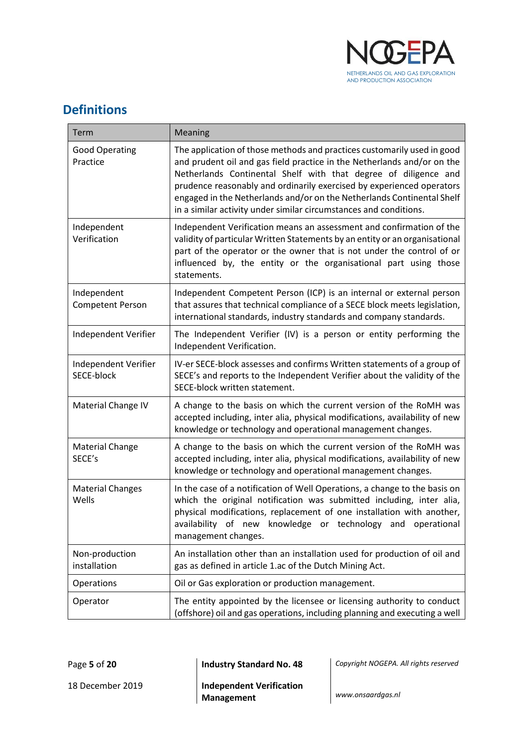## Definitions

| Term | Meaning |
|---|---|
| Good Operating Practice | The application of those methods and practices customarily used in good and prudent oil and gas field practice in the Netherlands and/or on the Netherlands Continental Shelf with that degree of diligence and prudence reasonably and ordinarily exercised by experienced operators engaged in the Netherlands and/or on the Netherlands Continental Shelf in a similar activity under similar circumstances and conditions. |
| Independent Verification | Independent Verification means an assessment and confirmation of the validity of particular Written Statements by an entity or an organisational part of the operator or the owner that is not under the control of or influenced by, the entity or the organisational part using those statements. |
| Independent Competent Person | Independent Competent Person (ICP) is an internal or external person that assures that technical compliance of a SECE block meets legislation, international standards, industry standards and company standards. |
| Independent Verifier | The Independent Verifier (IV) is a person or entity performing the Independent Verification. |
| Independent Verifier SECE-block | IV-er SECE-block assesses and confirms Written statements of a group of SECE's and reports to the Independent Verifier about the validity of the SECE-block written statement. |
| Material Change IV | A change to the basis on which the current version of the RoMH was accepted including, inter alia, physical modifications, availability of new knowledge or technology and operational management changes. |
| Material Change SECE's | A change to the basis on which the current version of the RoMH was accepted including, inter alia, physical modifications, availability of new knowledge or technology and operational management changes. |
| Material Changes Wells | In the case of a notification of Well Operations, a change to the basis on which the original notification was submitted including, inter alia, physical modifications, replacement of one installation with another, availability of new knowledge or technology and operational management changes. |
| Non-production installation | An installation other than an installation used for production of oil and gas as defined in article 1.ac of the Dutch Mining Act. |
| Operations | Oil or Gas exploration or production management. |
| Operator | The entity appointed by the licensee or licensing authority to conduct (offshore) oil and gas operations, including planning and executing a well |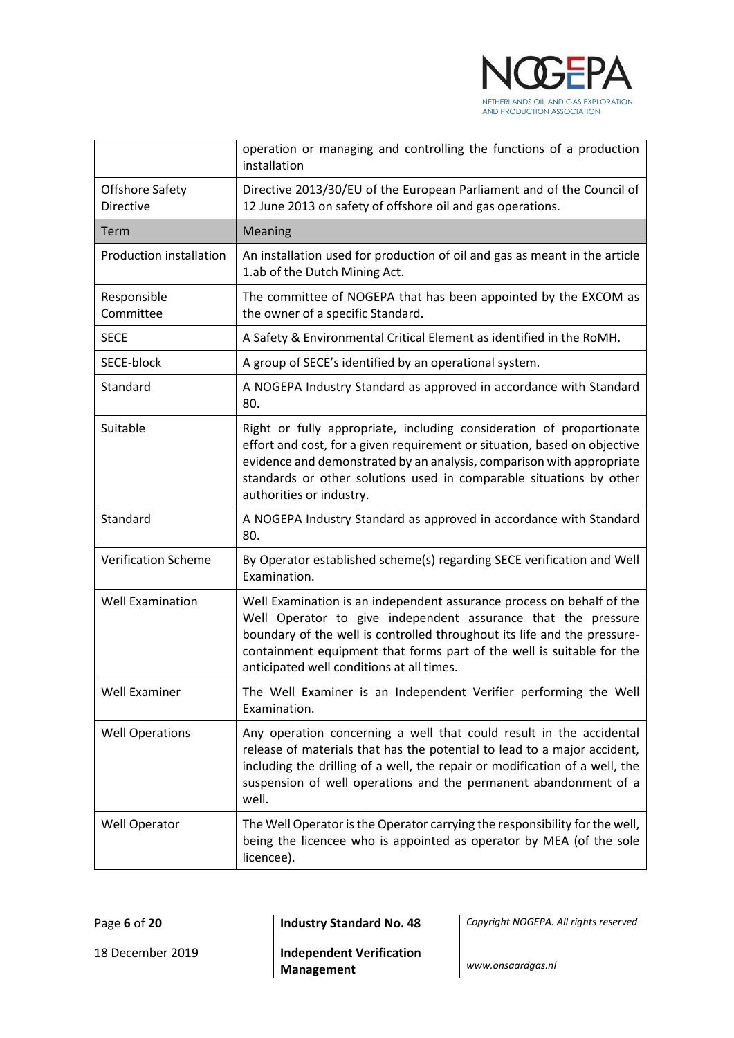| | |
|---|---|
| | operation or managing and controlling the functions of a production installation |
| Offshore Safety Directive | Directive 2013/30/EU of the European Parliament and of the Council of 12 June 2013 on safety of offshore oil and gas operations. |
| **Term** | **Meaning** |
| Production installation | An installation used for production of oil and gas as meant in the article 1.ab of the Dutch Mining Act. |
| Responsible Committee | The committee of NOGEPA that has been appointed by the EXCOM as the owner of a specific Standard. |
| SECE | A Safety & Environmental Critical Element as identified in the RoMH. |
| SECE-block | A group of SECE's identified by an operational system. |
| Standard | A NOGEPA Industry Standard as approved in accordance with Standard 80. |
| Suitable | Right or fully appropriate, including consideration of proportionate effort and cost, for a given requirement or situation, based on objective evidence and demonstrated by an analysis, comparison with appropriate standards or other solutions used in comparable situations by other authorities or industry. |
| Standard | A NOGEPA Industry Standard as approved in accordance with Standard 80. |
| Verification Scheme | By Operator established scheme(s) regarding SECE verification and Well Examination. |
| Well Examination | Well Examination is an independent assurance process on behalf of the Well Operator to give independent assurance that the pressure boundary of the well is controlled throughout its life and the pressure-containment equipment that forms part of the well is suitable for the anticipated well conditions at all times. |
| Well Examiner | The Well Examiner is an Independent Verifier performing the Well Examination. |
| Well Operations | Any operation concerning a well that could result in the accidental release of materials that has the potential to lead to a major accident, including the drilling of a well, the repair or modification of a well, the suspension of well operations and the permanent abandonment of a well. |
| Well Operator | The Well Operator is the Operator carrying the responsibility for the well, being the licencee who is appointed as operator by MEA (of the sole licencee). |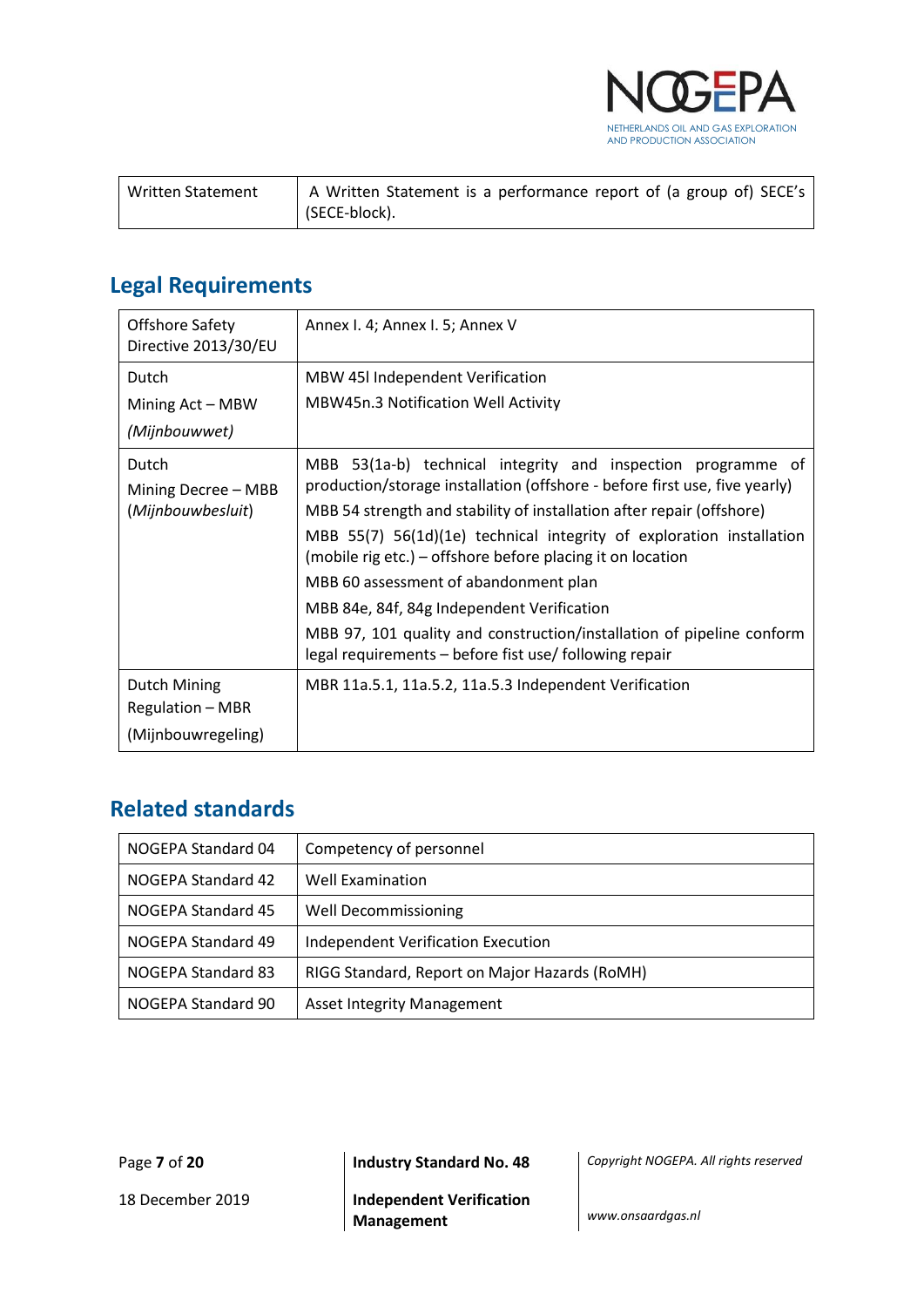| | |
|---|---|
| Written Statement | A Written Statement is a performance report of (a group of) SECE's (SECE-block). |

## Legal Requirements

| | |
|---|---|
| Offshore Safety Directive 2013/30/EU | Annex I. 4; Annex I. 5; Annex V |
| Dutch<br>Mining Act – MBW<br>*(Mijnbouwwet)* | MBW 45l Independent Verification<br>MBW45n.3 Notification Well Activity |
| Dutch<br>Mining Decree – MBB<br>(*Mijnbouwbesluit*) | MBB 53(1a-b) technical integrity and inspection programme of production/storage installation (offshore - before first use, five yearly)<br>MBB 54 strength and stability of installation after repair (offshore)<br>MBB 55(7) 56(1d)(1e) technical integrity of exploration installation (mobile rig etc.) – offshore before placing it on location<br>MBB 60 assessment of abandonment plan<br>MBB 84e, 84f, 84g Independent Verification<br>MBB 97, 101 quality and construction/installation of pipeline conform legal requirements – before fist use/ following repair |
| Dutch Mining Regulation – MBR<br>(Mijnbouwregeling) | MBR 11a.5.1, 11a.5.2, 11a.5.3 Independent Verification |

## Related standards

| | |
|---|---|
| NOGEPA Standard 04 | Competency of personnel |
| NOGEPA Standard 42 | Well Examination |
| NOGEPA Standard 45 | Well Decommissioning |
| NOGEPA Standard 49 | Independent Verification Execution |
| NOGEPA Standard 83 | RIGG Standard, Report on Major Hazards (RoMH) |
| NOGEPA Standard 90 | Asset Integrity Management |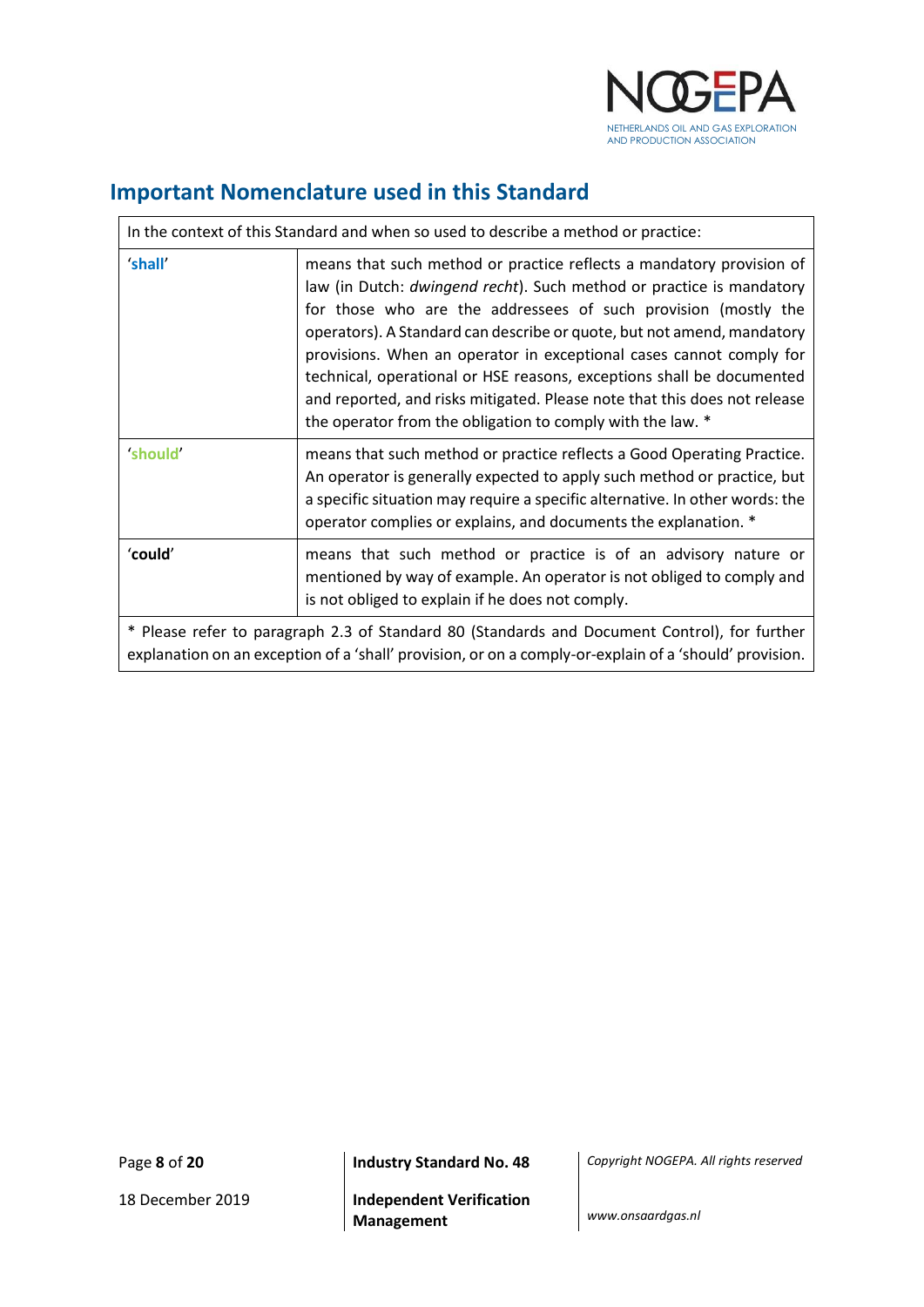## Important Nomenclature used in this Standard

| In the context of this Standard and when so used to describe a method or practice: | |
|---|---|
| '**shall**' | means that such method or practice reflects a mandatory provision of law (in Dutch: *dwingend recht*). Such method or practice is mandatory for those who are the addressees of such provision (mostly the operators). A Standard can describe or quote, but not amend, mandatory provisions. When an operator in exceptional cases cannot comply for technical, operational or HSE reasons, exceptions shall be documented and reported, and risks mitigated. Please note that this does not release the operator from the obligation to comply with the law. * |
| '**should**' | means that such method or practice reflects a Good Operating Practice. An operator is generally expected to apply such method or practice, but a specific situation may require a specific alternative. In other words: the operator complies or explains, and documents the explanation. * |
| '**could**' | means that such method or practice is of an advisory nature or mentioned by way of example. An operator is not obliged to comply and is not obliged to explain if he does not comply. |
| * Please refer to paragraph 2.3 of Standard 80 (Standards and Document Control), for further explanation on an exception of a 'shall' provision, or on a comply-or-explain of a 'should' provision. | |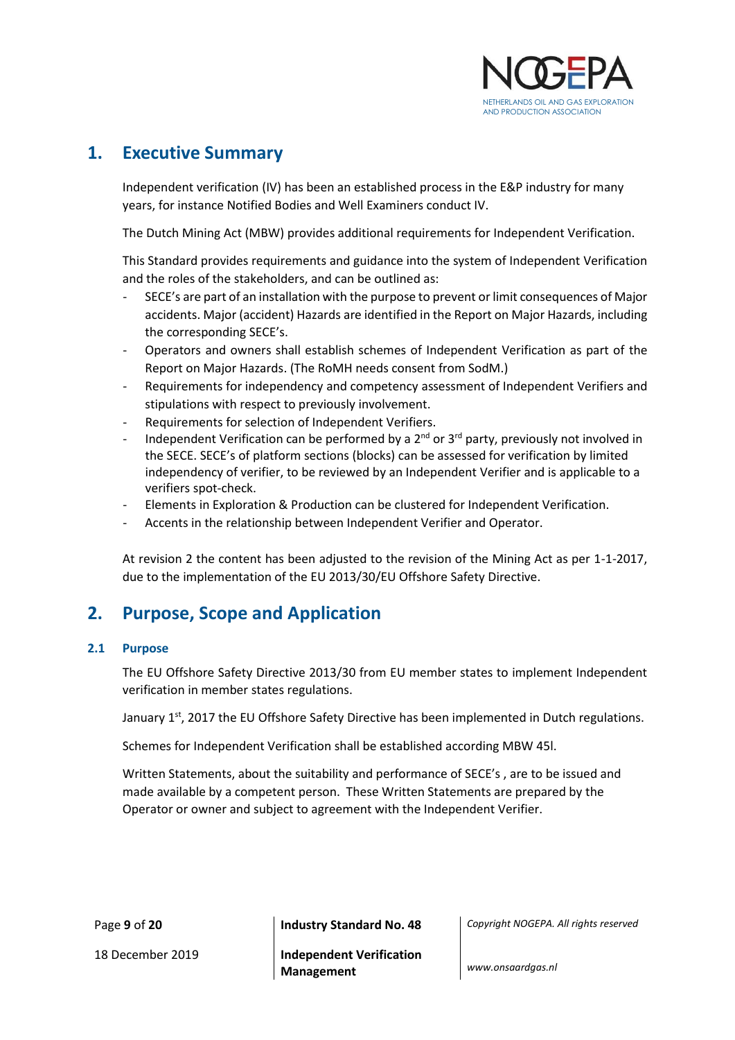# 1. Executive Summary

Independent verification (IV) has been an established process in the E&P industry for many years, for instance Notified Bodies and Well Examiners conduct IV.

The Dutch Mining Act (MBW) provides additional requirements for Independent Verification.

This Standard provides requirements and guidance into the system of Independent Verification and the roles of the stakeholders, and can be outlined as:

- SECE's are part of an installation with the purpose to prevent or limit consequences of Major accidents. Major (accident) Hazards are identified in the Report on Major Hazards, including the corresponding SECE's.
- Operators and owners shall establish schemes of Independent Verification as part of the Report on Major Hazards. (The RoMH needs consent from SodM.)
- Requirements for independency and competency assessment of Independent Verifiers and stipulations with respect to previously involvement.
- Requirements for selection of Independent Verifiers.
- Independent Verification can be performed by a 2nd or 3rd party, previously not involved in the SECE. SECE's of platform sections (blocks) can be assessed for verification by limited independency of verifier, to be reviewed by an Independent Verifier and is applicable to a verifiers spot-check.
- Elements in Exploration & Production can be clustered for Independent Verification.
- Accents in the relationship between Independent Verifier and Operator.

At revision 2 the content has been adjusted to the revision of the Mining Act as per 1-1-2017, due to the implementation of the EU 2013/30/EU Offshore Safety Directive.

# 2. Purpose, Scope and Application

## 2.1 Purpose

The EU Offshore Safety Directive 2013/30 from EU member states to implement Independent verification in member states regulations.

January 1st, 2017 the EU Offshore Safety Directive has been implemented in Dutch regulations.

Schemes for Independent Verification shall be established according MBW 45l.

Written Statements, about the suitability and performance of SECE's , are to be issued and made available by a competent person. These Written Statements are prepared by the Operator or owner and subject to agreement with the Independent Verifier.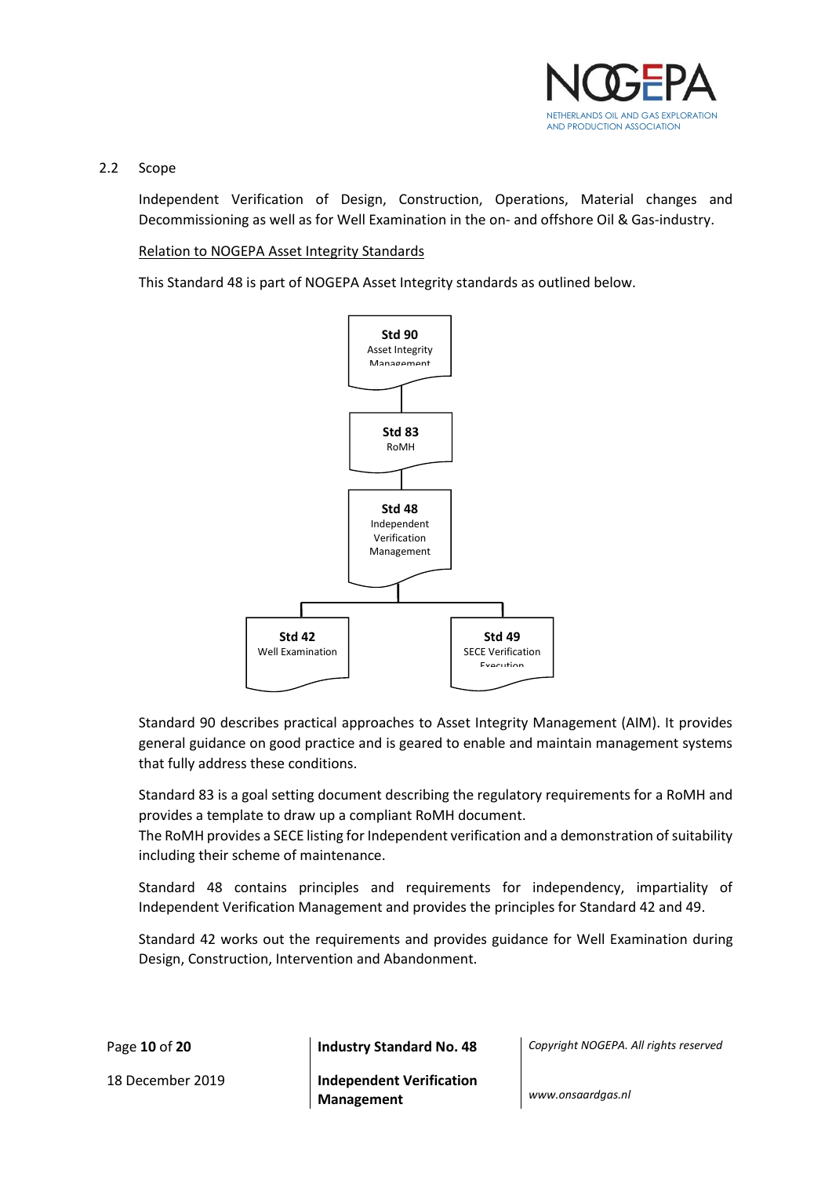## 2.2 Scope

Independent Verification of Design, Construction, Operations, Material changes and Decommissioning as well as for Well Examination in the on- and offshore Oil & Gas-industry.

Relation to NOGEPA Asset Integrity Standards

This Standard 48 is part of NOGEPA Asset Integrity standards as outlined below.

**Std 90**
Asset Integrity Management

**Std 83**
RoMH

**Std 48**
Independent Verification Management

**Std 42**
Well Examination

**Std 49**
SECE Verification Execution

Standard 90 describes practical approaches to Asset Integrity Management (AIM). It provides general guidance on good practice and is geared to enable and maintain management systems that fully address these conditions.

Standard 83 is a goal setting document describing the regulatory requirements for a RoMH and provides a template to draw up a compliant RoMH document.
The RoMH provides a SECE listing for Independent verification and a demonstration of suitability including their scheme of maintenance.

Standard 48 contains principles and requirements for independency, impartiality of Independent Verification Management and provides the principles for Standard 42 and 49.

Standard 42 works out the requirements and provides guidance for Well Examination during Design, Construction, Intervention and Abandonment.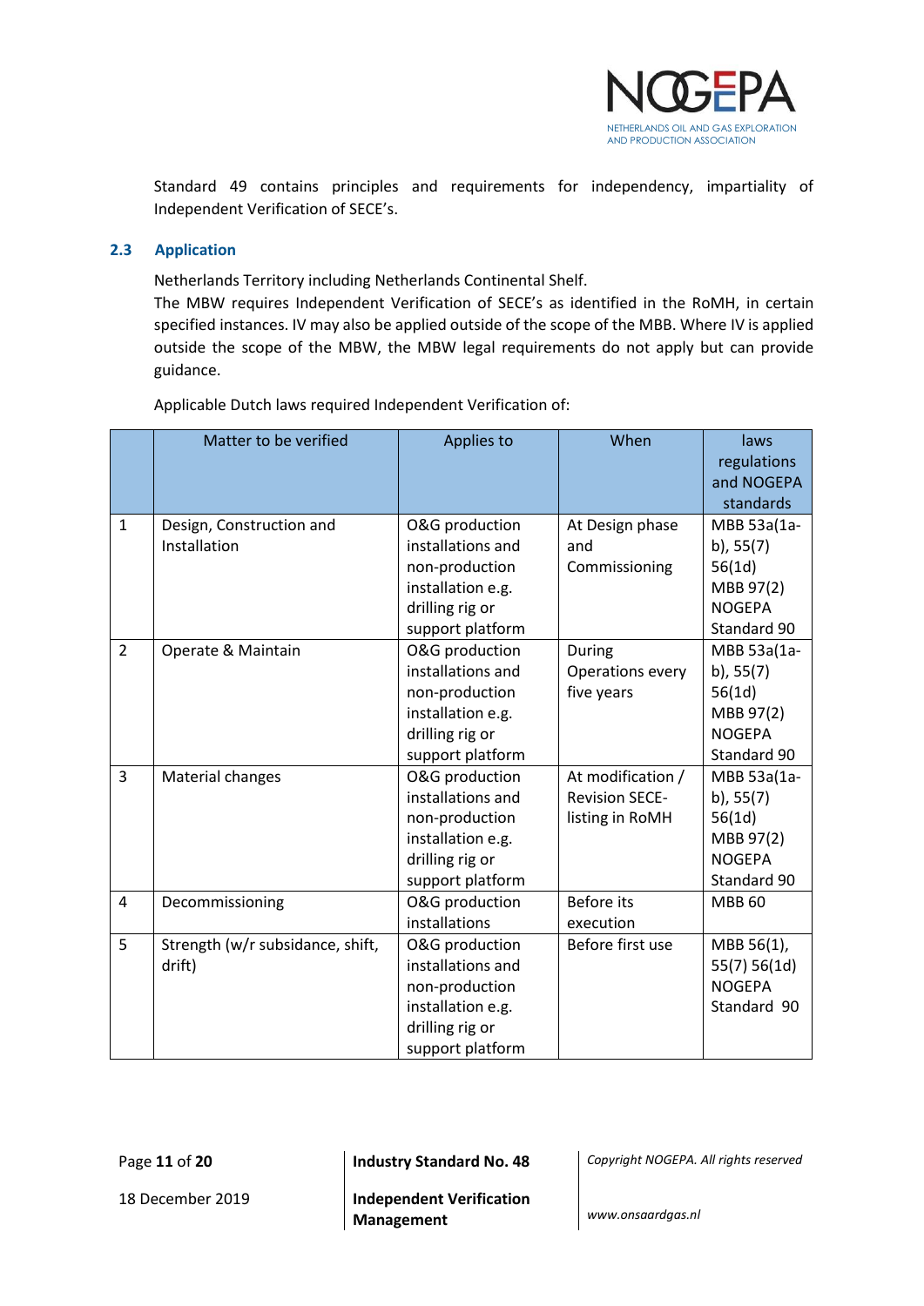Standard 49 contains principles and requirements for independency, impartiality of Independent Verification of SECE's.

## 2.3 Application

Netherlands Territory including Netherlands Continental Shelf.
The MBW requires Independent Verification of SECE's as identified in the RoMH, in certain specified instances. IV may also be applied outside of the scope of the MBB. Where IV is applied outside the scope of the MBW, the MBW legal requirements do not apply but can provide guidance.

Applicable Dutch laws required Independent Verification of:

| | Matter to be verified | Applies to | When | laws regulations and NOGEPA standards |
|---|---|---|---|---|
| 1 | Design, Construction and Installation | O&G production installations and non-production installation e.g. drilling rig or support platform | At Design phase and Commissioning | MBB 53a(1a-b), 55(7) 56(1d) MBB 97(2) NOGEPA Standard 90 |
| 2 | Operate & Maintain | O&G production installations and non-production installation e.g. drilling rig or support platform | During Operations every five years | MBB 53a(1a-b), 55(7) 56(1d) MBB 97(2) NOGEPA Standard 90 |
| 3 | Material changes | O&G production installations and non-production installation e.g. drilling rig or support platform | At modification / Revision SECE-listing in RoMH | MBB 53a(1a-b), 55(7) 56(1d) MBB 97(2) NOGEPA Standard 90 |
| 4 | Decommissioning | O&G production installations | Before its execution | MBB 60 |
| 5 | Strength (w/r subsidance, shift, drift) | O&G production installations and non-production installation e.g. drilling rig or support platform | Before first use | MBB 56(1), 55(7) 56(1d) NOGEPA Standard 90 |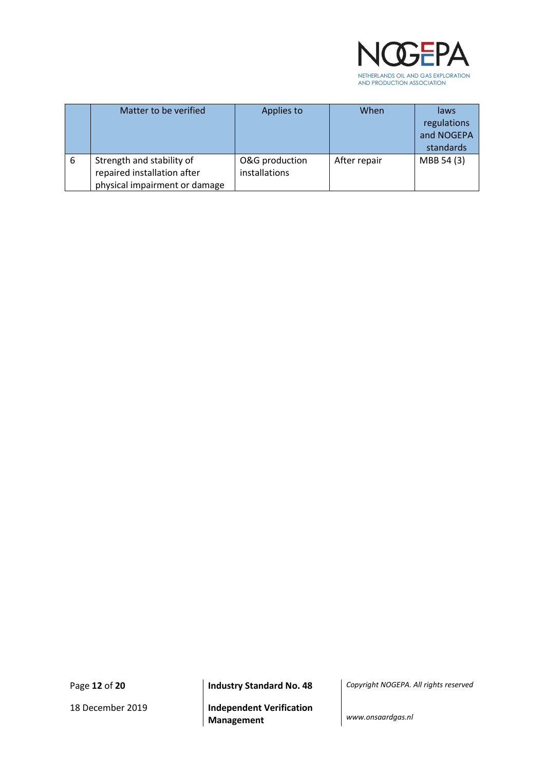| | Matter to be verified | Applies to | When | laws regulations and NOGEPA standards |
|---|---|---|---|---|
| 6 | Strength and stability of repaired installation after physical impairment or damage | O&G production installations | After repair | MBB 54 (3) |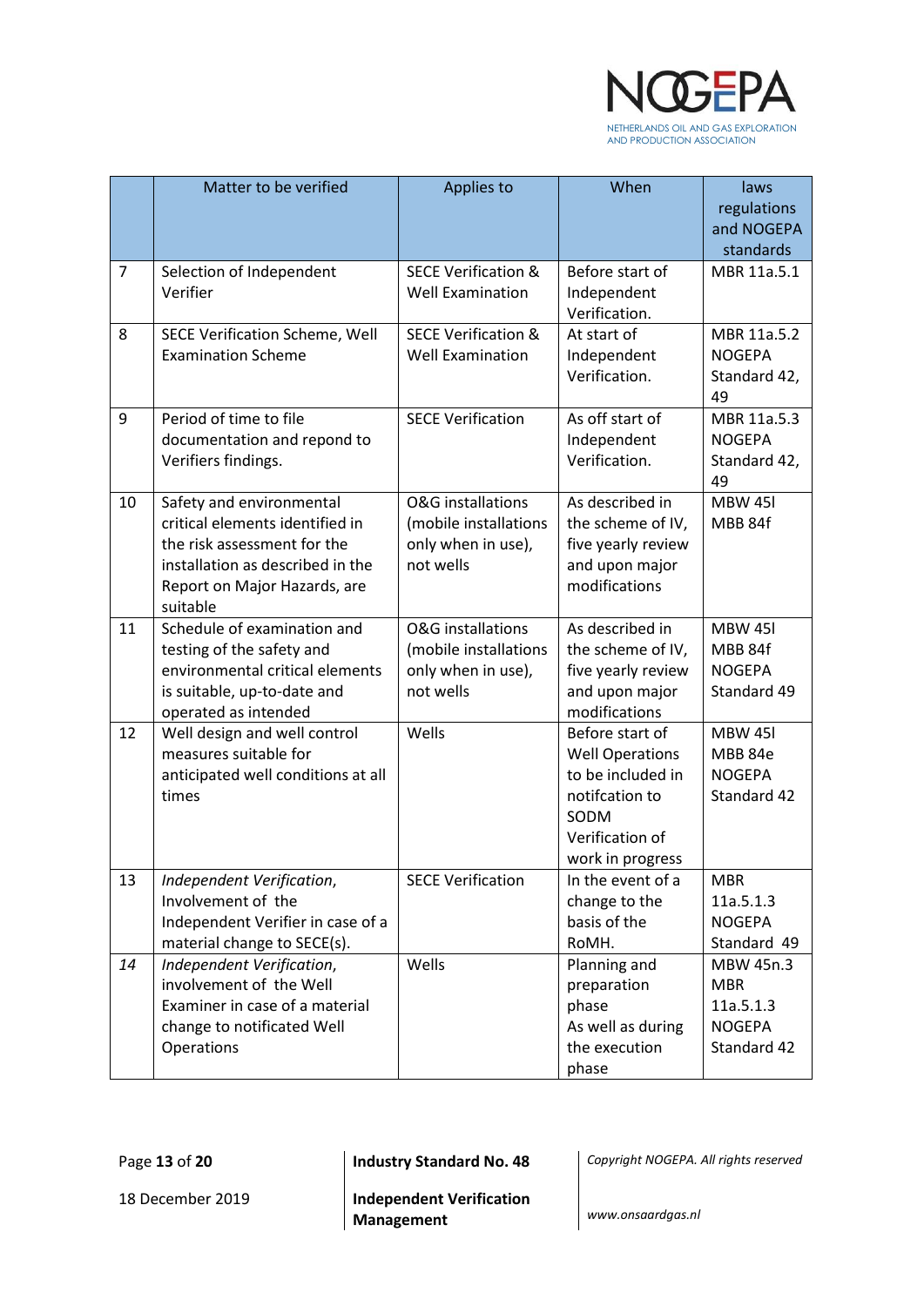| | Matter to be verified | Applies to | When | laws regulations and NOGEPA standards |
|---|---|---|---|---|
| 7 | Selection of Independent Verifier | SECE Verification & Well Examination | Before start of Independent Verification. | MBR 11a.5.1 |
| 8 | SECE Verification Scheme, Well Examination Scheme | SECE Verification & Well Examination | At start of Independent Verification. | MBR 11a.5.2 NOGEPA Standard 42, 49 |
| 9 | Period of time to file documentation and repond to Verifiers findings. | SECE Verification | As off start of Independent Verification. | MBR 11a.5.3 NOGEPA Standard 42, 49 |
| 10 | Safety and environmental critical elements identified in the risk assessment for the installation as described in the Report on Major Hazards, are suitable | O&G installations (mobile installations only when in use), not wells | As described in the scheme of IV, five yearly review and upon major modifications | MBW 45l MBB 84f |
| 11 | Schedule of examination and testing of the safety and environmental critical elements is suitable, up-to-date and operated as intended | O&G installations (mobile installations only when in use), not wells | As described in the scheme of IV, five yearly review and upon major modifications | MBW 45l MBB 84f NOGEPA Standard 49 |
| 12 | Well design and well control measures suitable for anticipated well conditions at all times | Wells | Before start of Well Operations to be included in notifcation to SODM Verification of work in progress | MBW 45l MBB 84e NOGEPA Standard 42 |
| 13 | *Independent Verification*, Involvement of the Independent Verifier in case of a material change to SECE(s). | SECE Verification | In the event of a change to the basis of the RoMH. | MBR 11a.5.1.3 NOGEPA Standard 49 |
| *14* | *Independent Verification*, involvement of the Well Examiner in case of a material change to notificated Well Operations | Wells | Planning and preparation phase As well as during the execution phase | MBW 45n.3 MBR 11a.5.1.3 NOGEPA Standard 42 |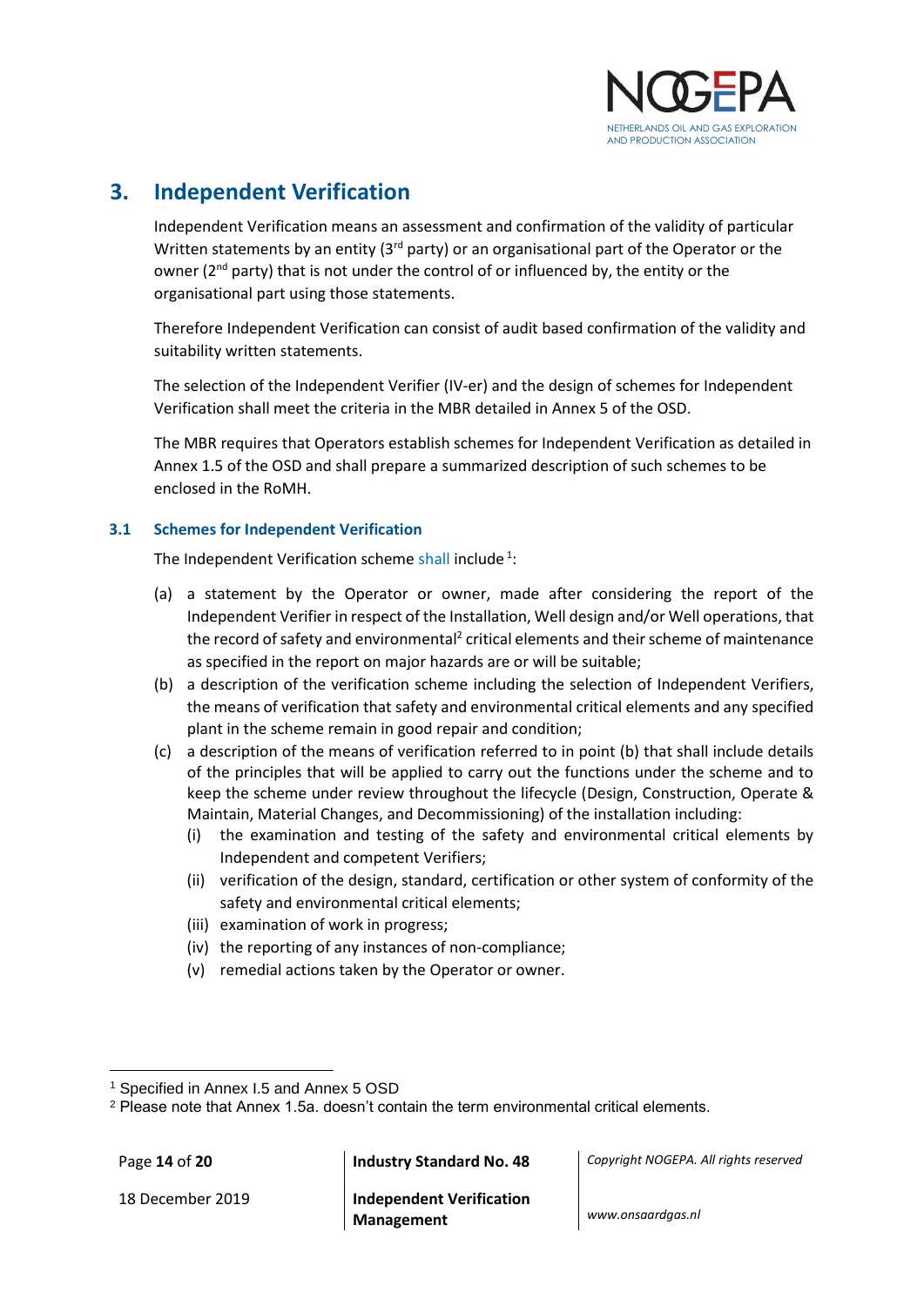# 3. Independent Verification

Independent Verification means an assessment and confirmation of the validity of particular Written statements by an entity (3rd party) or an organisational part of the Operator or the owner (2nd party) that is not under the control of or influenced by, the entity or the organisational part using those statements.

Therefore Independent Verification can consist of audit based confirmation of the validity and suitability written statements.

The selection of the Independent Verifier (IV-er) and the design of schemes for Independent Verification shall meet the criteria in the MBR detailed in Annex 5 of the OSD.

The MBR requires that Operators establish schemes for Independent Verification as detailed in Annex 1.5 of the OSD and shall prepare a summarized description of such schemes to be enclosed in the RoMH.

## 3.1 Schemes for Independent Verification

The Independent Verification scheme shall include [1]:

(a) a statement by the Operator or owner, made after considering the report of the Independent Verifier in respect of the Installation, Well design and/or Well operations, that the record of safety and environmental[2] critical elements and their scheme of maintenance as specified in the report on major hazards are or will be suitable;

(b) a description of the verification scheme including the selection of Independent Verifiers, the means of verification that safety and environmental critical elements and any specified plant in the scheme remain in good repair and condition;

(c) a description of the means of verification referred to in point (b) that shall include details of the principles that will be applied to carry out the functions under the scheme and to keep the scheme under review throughout the lifecycle (Design, Construction, Operate & Maintain, Material Changes, and Decommissioning) of the installation including:

  (i) the examination and testing of the safety and environmental critical elements by Independent and competent Verifiers;

  (ii) verification of the design, standard, certification or other system of conformity of the safety and environmental critical elements;

  (iii) examination of work in progress;

  (iv) the reporting of any instances of non-compliance;

  (v) remedial actions taken by the Operator or owner.

---

[1] Specified in Annex I.5 and Annex 5 OSD

[2] Please note that Annex 1.5a. doesn't contain the term environmental critical elements.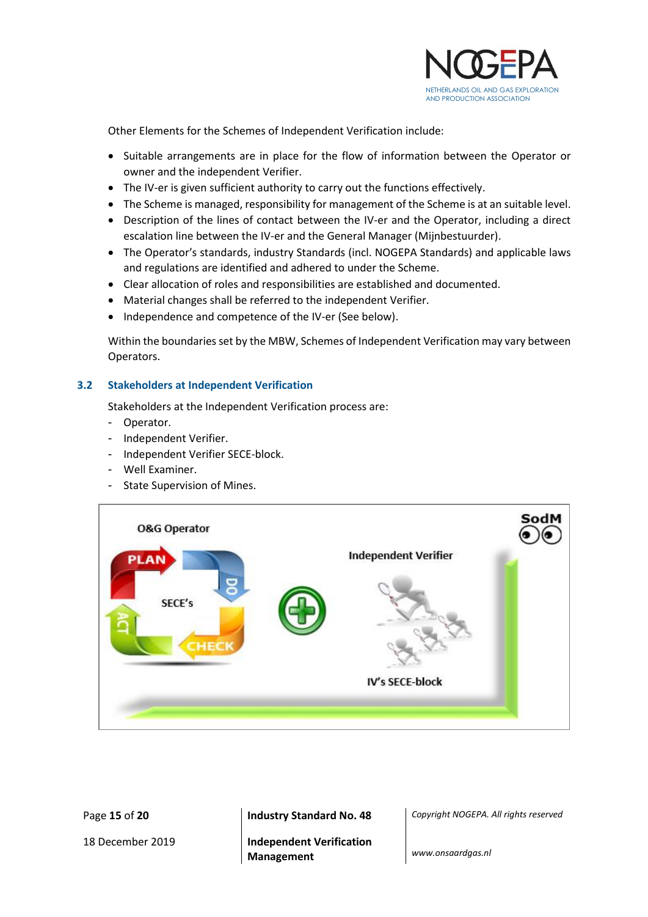Other Elements for the Schemes of Independent Verification include:

- Suitable arrangements are in place for the flow of information between the Operator or owner and the independent Verifier.
- The IV-er is given sufficient authority to carry out the functions effectively.
- The Scheme is managed, responsibility for management of the Scheme is at an suitable level.
- Description of the lines of contact between the IV-er and the Operator, including a direct escalation line between the IV-er and the General Manager (Mijnbestuurder).
- The Operator's standards, industry Standards (incl. NOGEPA Standards) and applicable laws and regulations are identified and adhered to under the Scheme.
- Clear allocation of roles and responsibilities are established and documented.
- Material changes shall be referred to the independent Verifier.
- Independence and competence of the IV-er (See below).

Within the boundaries set by the MBW, Schemes of Independent Verification may vary between Operators.

## 3.2 Stakeholders at Independent Verification

Stakeholders at the Independent Verification process are:

- Operator.
- Independent Verifier.
- Independent Verifier SECE-block.
- Well Examiner.
- State Supervision of Mines.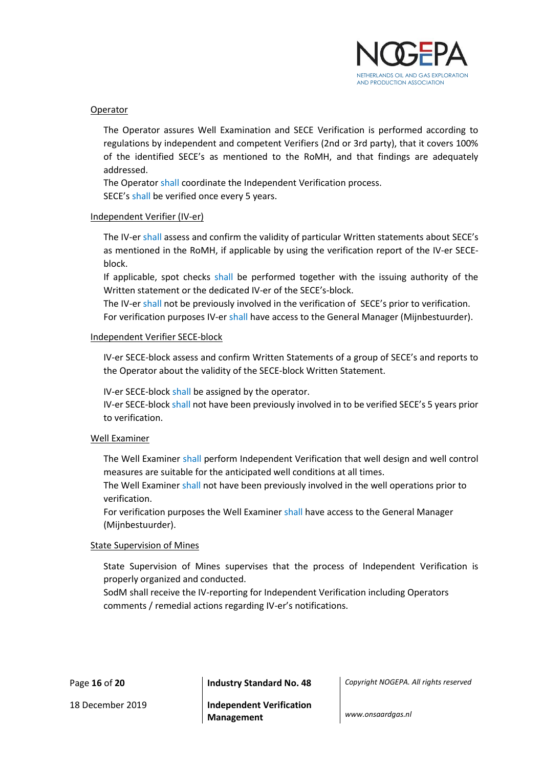Operator

The Operator assures Well Examination and SECE Verification is performed according to regulations by independent and competent Verifiers (2nd or 3rd party), that it covers 100% of the identified SECE's as mentioned to the RoMH, and that findings are adequately addressed.
The Operator shall coordinate the Independent Verification process.
SECE's shall be verified once every 5 years.

Independent Verifier (IV-er)

The IV-er shall assess and confirm the validity of particular Written statements about SECE's as mentioned in the RoMH, if applicable by using the verification report of the IV-er SECE-block.
If applicable, spot checks shall be performed together with the issuing authority of the Written statement or the dedicated IV-er of the SECE's-block.
The IV-er shall not be previously involved in the verification of SECE's prior to verification.
For verification purposes IV-er shall have access to the General Manager (Mijnbestuurder).

Independent Verifier SECE-block

IV-er SECE-block assess and confirm Written Statements of a group of SECE's and reports to the Operator about the validity of the SECE-block Written Statement.

IV-er SECE-block shall be assigned by the operator.
IV-er SECE-block shall not have been previously involved in to be verified SECE's 5 years prior to verification.

Well Examiner

The Well Examiner shall perform Independent Verification that well design and well control measures are suitable for the anticipated well conditions at all times.
The Well Examiner shall not have been previously involved in the well operations prior to verification.
For verification purposes the Well Examiner shall have access to the General Manager (Mijnbestuurder).

State Supervision of Mines

State Supervision of Mines supervises that the process of Independent Verification is properly organized and conducted.
SodM shall receive the IV-reporting for Independent Verification including Operators comments / remedial actions regarding IV-er's notifications.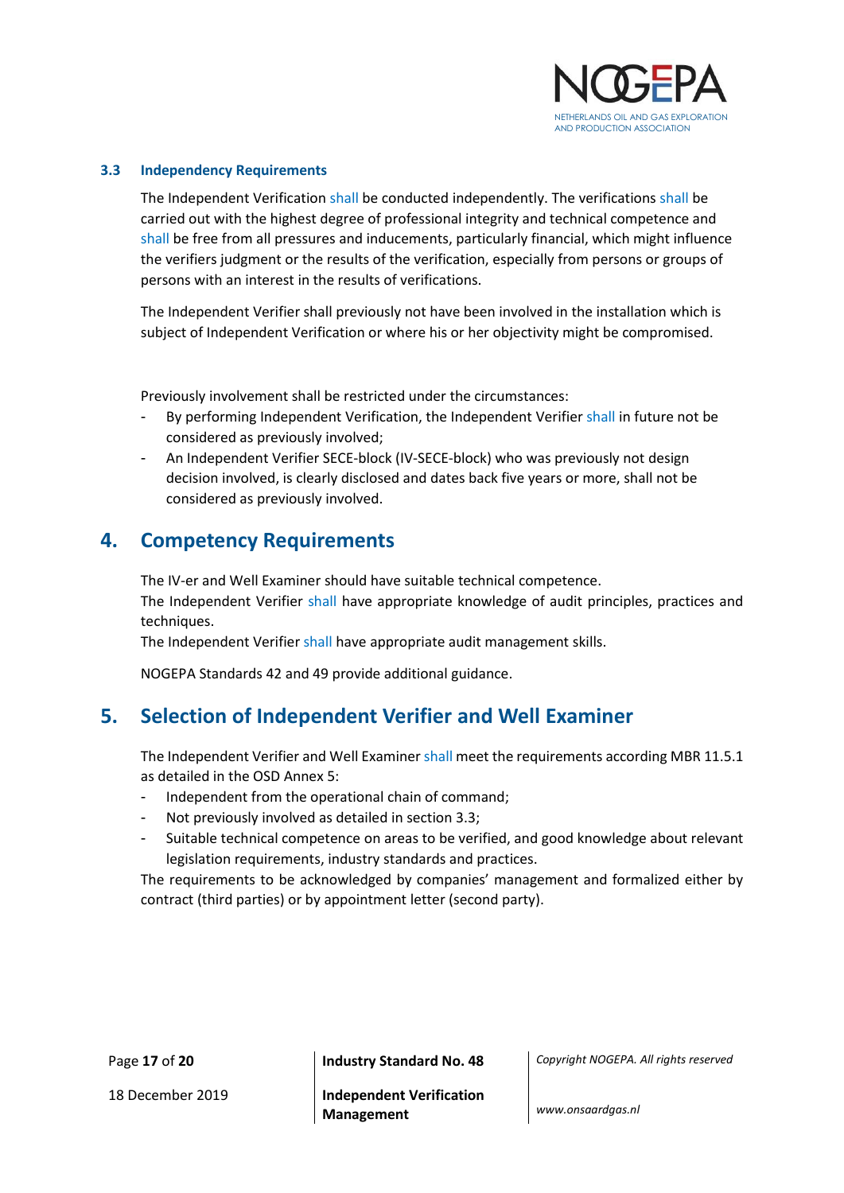### 3.3 Independency Requirements

The Independent Verification shall be conducted independently. The verifications shall be carried out with the highest degree of professional integrity and technical competence and shall be free from all pressures and inducements, particularly financial, which might influence the verifiers judgment or the results of the verification, especially from persons or groups of persons with an interest in the results of verifications.

The Independent Verifier shall previously not have been involved in the installation which is subject of Independent Verification or where his or her objectivity might be compromised.

Previously involvement shall be restricted under the circumstances:

- By performing Independent Verification, the Independent Verifier shall in future not be considered as previously involved;
- An Independent Verifier SECE-block (IV-SECE-block) who was previously not design decision involved, is clearly disclosed and dates back five years or more, shall not be considered as previously involved.

## 4. Competency Requirements

The IV-er and Well Examiner should have suitable technical competence.
The Independent Verifier shall have appropriate knowledge of audit principles, practices and techniques.
The Independent Verifier shall have appropriate audit management skills.

NOGEPA Standards 42 and 49 provide additional guidance.

## 5. Selection of Independent Verifier and Well Examiner

The Independent Verifier and Well Examiner shall meet the requirements according MBR 11.5.1 as detailed in the OSD Annex 5:

- Independent from the operational chain of command;
- Not previously involved as detailed in section 3.3;
- Suitable technical competence on areas to be verified, and good knowledge about relevant legislation requirements, industry standards and practices.

The requirements to be acknowledged by companies' management and formalized either by contract (third parties) or by appointment letter (second party).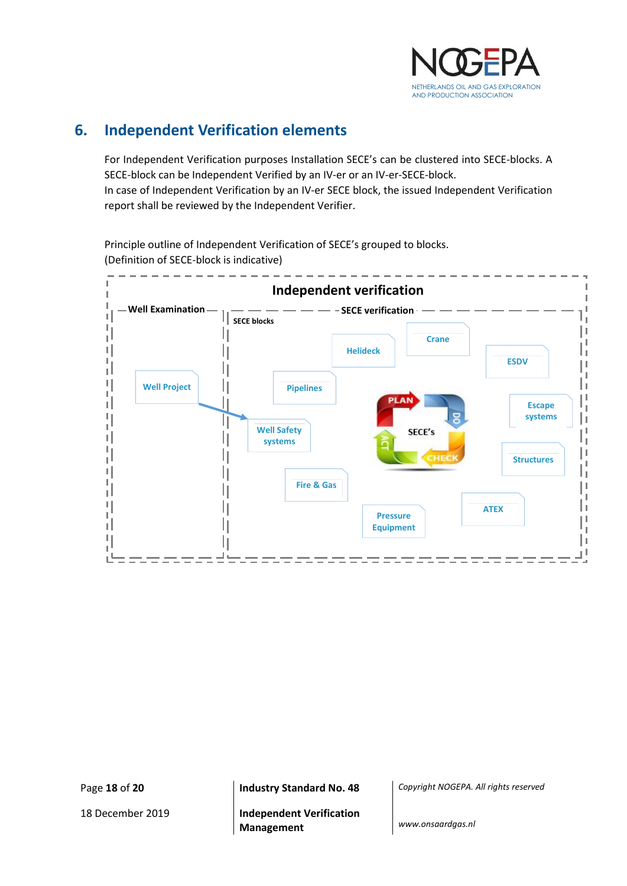## 6. Independent Verification elements

For Independent Verification purposes Installation SECE's can be clustered into SECE-blocks. A SECE-block can be Independent Verified by an IV-er or an IV-er-SECE-block.
In case of Independent Verification by an IV-er SECE block, the issued Independent Verification report shall be reviewed by the Independent Verifier.

Principle outline of Independent Verification of SECE's grouped to blocks.
(Definition of SECE-block is indicative)

**Independent verification**

**Well Examination**

- Well Project

**SECE verification**

SECE blocks

- Crane
- Helideck
- ESDV
- Pipelines
- Escape systems
- Well Safety systems
- SECE's (PLAN – DO – CHECK – ACT)
- Structures
- Fire & Gas
- ATEX
- Pressure Equipment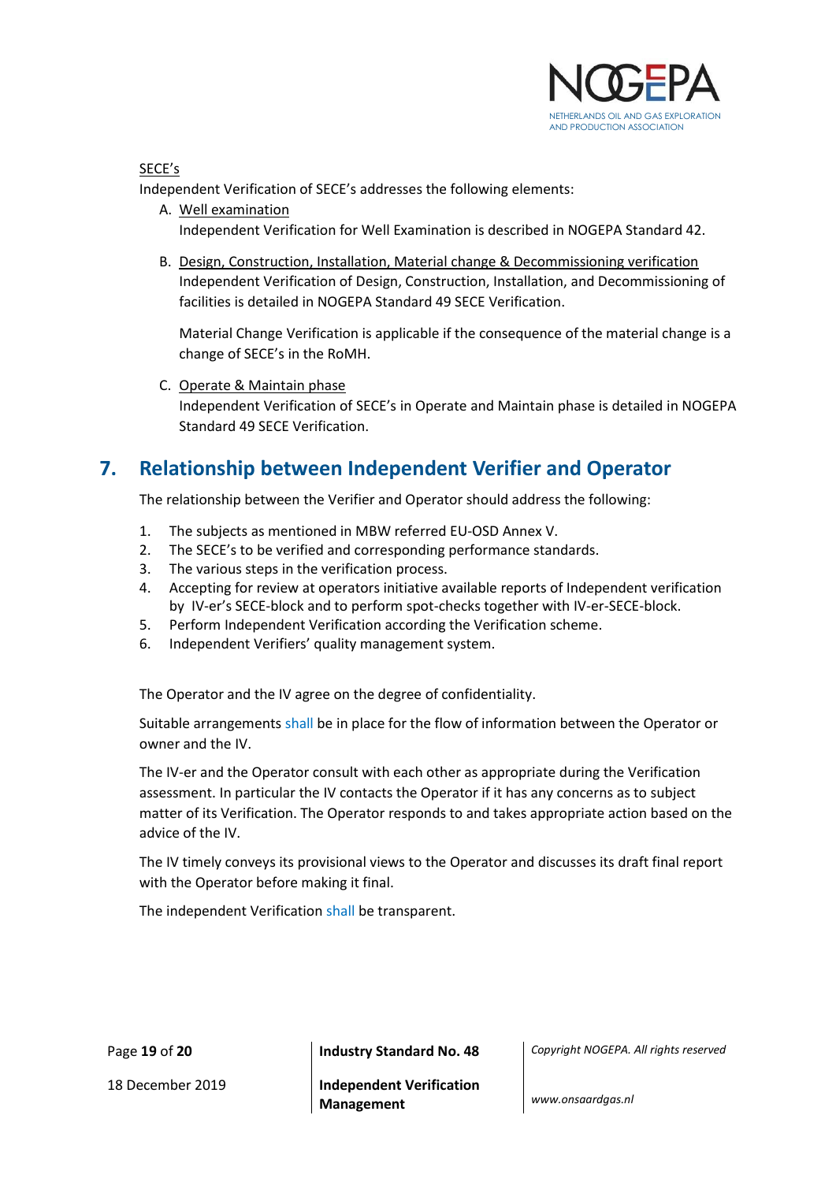SECE's

Independent Verification of SECE's addresses the following elements:

A. Well examination

   Independent Verification for Well Examination is described in NOGEPA Standard 42.

B. Design, Construction, Installation, Material change & Decommissioning verification

   Independent Verification of Design, Construction, Installation, and Decommissioning of facilities is detailed in NOGEPA Standard 49 SECE Verification.

   Material Change Verification is applicable if the consequence of the material change is a change of SECE's in the RoMH.

C. Operate & Maintain phase

   Independent Verification of SECE's in Operate and Maintain phase is detailed in NOGEPA Standard 49 SECE Verification.

## 7. Relationship between Independent Verifier and Operator

The relationship between the Verifier and Operator should address the following:

1. The subjects as mentioned in MBW referred EU-OSD Annex V.
2. The SECE's to be verified and corresponding performance standards.
3. The various steps in the verification process.
4. Accepting for review at operators initiative available reports of Independent verification by IV-er's SECE-block and to perform spot-checks together with IV-er-SECE-block.
5. Perform Independent Verification according the Verification scheme.
6. Independent Verifiers' quality management system.

The Operator and the IV agree on the degree of confidentiality.

Suitable arrangements shall be in place for the flow of information between the Operator or owner and the IV.

The IV-er and the Operator consult with each other as appropriate during the Verification assessment. In particular the IV contacts the Operator if it has any concerns as to subject matter of its Verification. The Operator responds to and takes appropriate action based on the advice of the IV.

The IV timely conveys its provisional views to the Operator and discusses its draft final report with the Operator before making it final.

The independent Verification shall be transparent.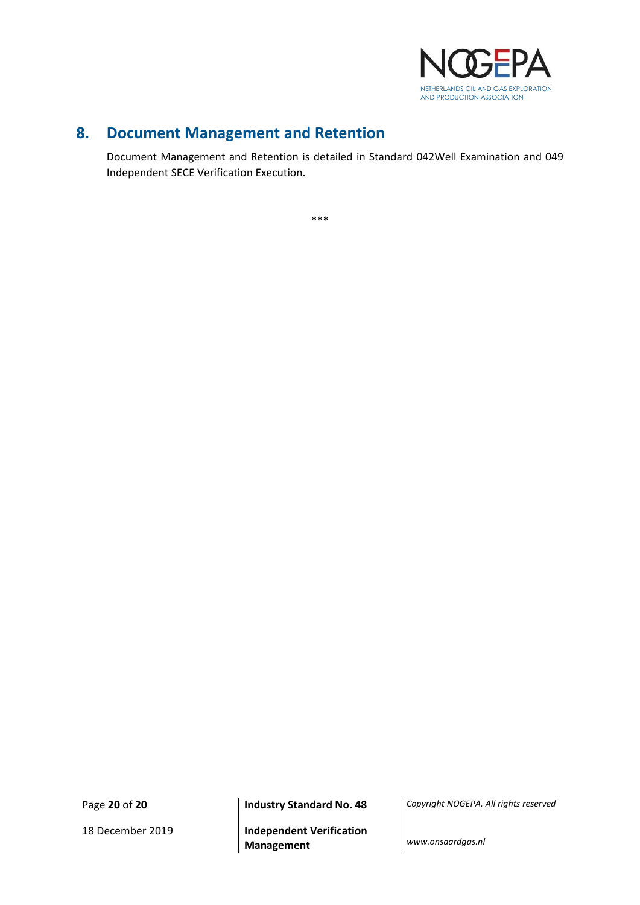## 8. Document Management and Retention

Document Management and Retention is detailed in Standard 042Well Examination and 049 Independent SECE Verification Execution.

***